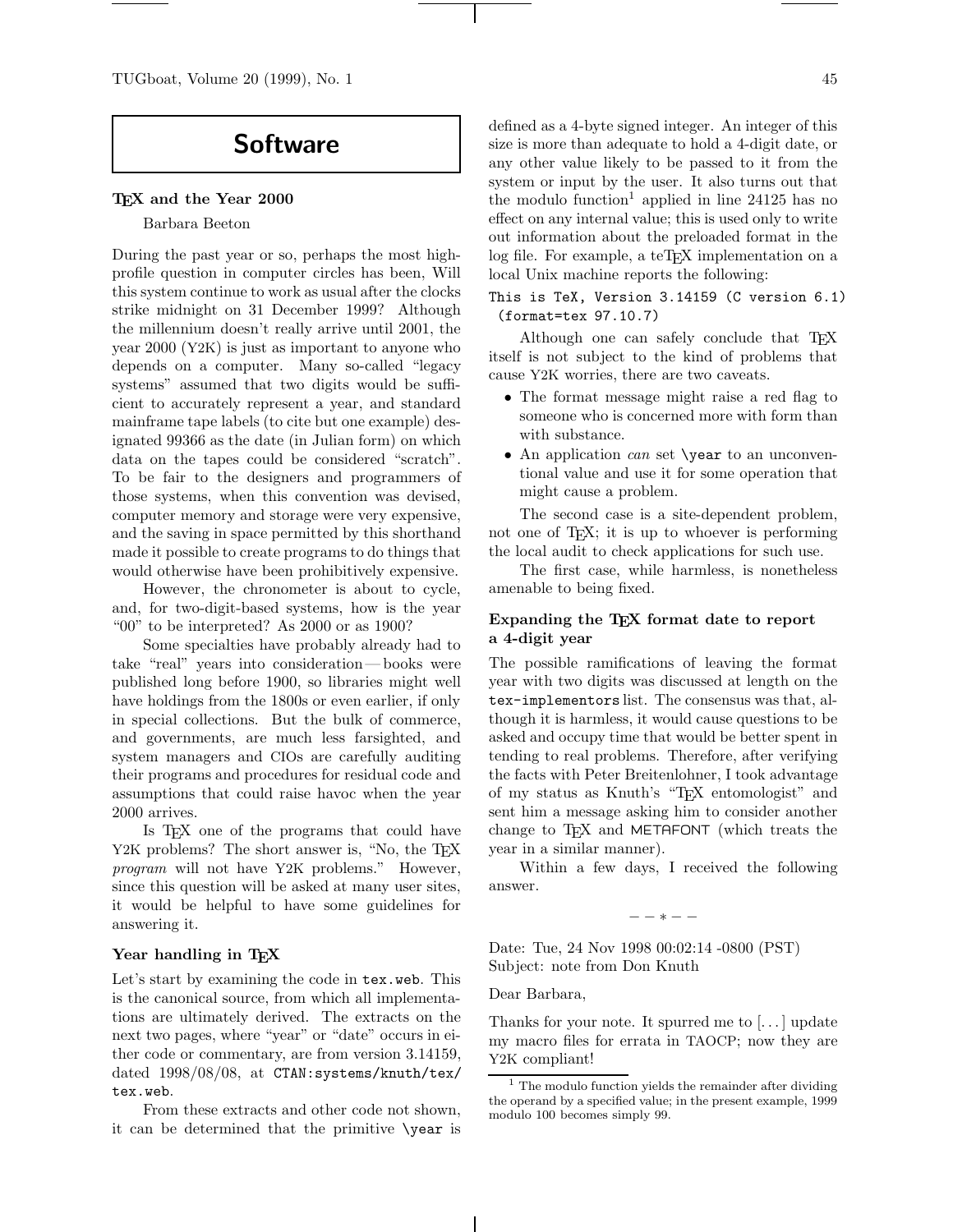# Software

## TeX and the Year 2000

Barbara Beeton

During the past year or so, perhaps the most high-profile question in computer circles has been, Will this system continue to work as usual after the clocks strike midnight on 31 December 1999? Although the millennium doesn't really arrive until 2001, the year 2000 (Y2K) is just as important to anyone who depends on a computer. Many so-called "legacy systems" assumed that two digits would be sufficient to accurately represent a year, and standard mainframe tape labels (to cite but one example) designated 99366 as the date (in Julian form) on which data on the tapes could be considered "scratch". To be fair to the designers and programmers of those systems, when this convention was devised, computer memory and storage were very expensive, and the saving in space permitted by this shorthand made it possible to create programs to do things that would otherwise have been prohibitively expensive.

However, the chronometer is about to cycle, and, for two-digit-based systems, how is the year "00" to be interpreted? As 2000 or as 1900?

Some specialties have probably already had to take "real" years into consideration — books were published long before 1900, so libraries might well have holdings from the 1800s or even earlier, if only in special collections. But the bulk of commerce, and governments, are much less farsighted, and system managers and CIOs are carefully auditing their programs and procedures for residual code and assumptions that could raise havoc when the year 2000 arrives.

Is TeX one of the programs that could have Y2K problems? The short answer is, "No, the TeX *program* will not have Y2K problems." However, since this question will be asked at many user sites, it would be helpful to have some guidelines for answering it.

### Year handling in TeX

Let's start by examining the code in `tex.web`. This is the canonical source, from which all implementations are ultimately derived. The extracts on the next two pages, where "year" or "date" occurs in either code or commentary, are from version 3.14159, dated 1998/08/08, at `CTAN:systems/knuth/tex/tex.web`.

From these extracts and other code not shown, it can be determined that the primitive `\year` is defined as a 4-byte signed integer. An integer of this size is more than adequate to hold a 4-digit date, or any other value likely to be passed to it from the system or input by the user. It also turns out that the modulo function[1] applied in line 24125 has no effect on any internal value; this is used only to write out information about the preloaded format in the log file. For example, a teTeX implementation on a local Unix machine reports the following:

```
This is TeX, Version 3.14159 (C version 6.1)
 (format=tex 97.10.7)
```

Although one can safely conclude that TeX itself is not subject to the kind of problems that cause Y2K worries, there are two caveats.

- The format message might raise a red flag to someone who is concerned more with form than with substance.
- An application *can* set `\year` to an unconventional value and use it for some operation that might cause a problem.

The second case is a site-dependent problem, not one of TeX; it is up to whoever is performing the local audit to check applications for such use.

The first case, while harmless, is nonetheless amenable to being fixed.

### Expanding the TeX format date to report a 4-digit year

The possible ramifications of leaving the format year with two digits was discussed at length on the `tex-implementors` list. The consensus was that, although it is harmless, it would cause questions to be asked and occupy time that would be better spent in tending to real problems. Therefore, after verifying the facts with Peter Breitenlohner, I took advantage of my status as Knuth's "TeX entomologist" and sent him a message asking him to consider another change to TeX and METAFONT (which treats the year in a similar manner).

Within a few days, I received the following answer.

— — ∗ — —

Date: Tue, 24 Nov 1998 00:02:14 -0800 (PST)
Subject: note from Don Knuth

Dear Barbara,

Thanks for your note. It spurred me to [...] update my macro files for errata in TAOCP; now they are Y2K compliant!

[1] The modulo function yields the remainder after dividing the operand by a specified value; in the present example, 1999 modulo 100 becomes simply 99.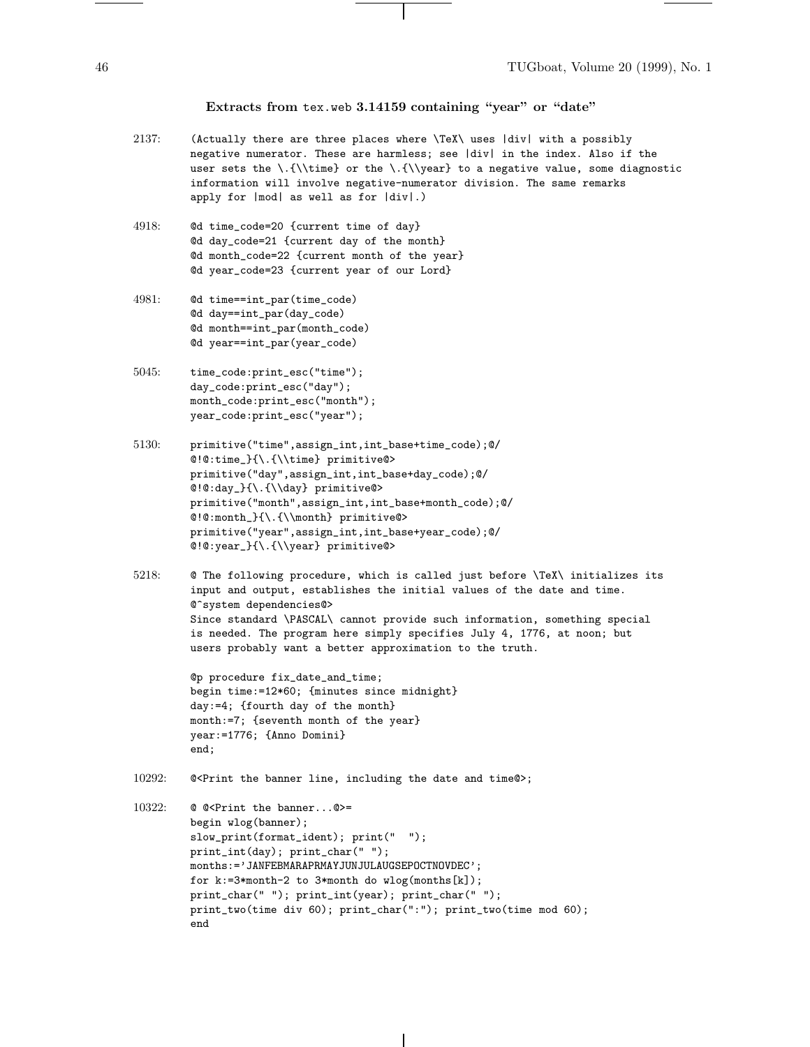### Extracts from `tex.web` 3.14159 containing "year" or "date"

2137:

```
(Actually there are three places where \TeX\ uses |div| with a possibly
negative numerator. These are harmless; see |div| in the index. Also if the
user sets the \.{\\time} or the \.{\\year} to a negative value, some diagnostic
information will involve negative-numerator division. The same remarks
apply for |mod| as well as for |div|.)
```

4918:

```
@d time_code=20 {current time of day}
@d day_code=21 {current day of the month}
@d month_code=22 {current month of the year}
@d year_code=23 {current year of our Lord}
```

4981:

```
@d time==int_par(time_code)
@d day==int_par(day_code)
@d month==int_par(month_code)
@d year==int_par(year_code)
```

5045:

```
time_code:print_esc("time");
day_code:print_esc("day");
month_code:print_esc("month");
year_code:print_esc("year");
```

5130:

```
primitive("time",assign_int,int_base+time_code);@/
@!@:time_}{\.{\\time} primitive@>
primitive("day",assign_int,int_base+day_code);@/
@!@:day_}{\.{\\day} primitive@>
primitive("month",assign_int,int_base+month_code);@/
@!@:month_}{\.{\\month} primitive@>
primitive("year",assign_int,int_base+year_code);@/
@!@:year_}{\.{\\year} primitive@>
```

5218:

```
@ The following procedure, which is called just before \TeX\ initializes its
input and output, establishes the initial values of the date and time.
@^system dependencies@>
Since standard \PASCAL\ cannot provide such information, something special
is needed. The program here simply specifies July 4, 1776, at noon; but
users probably want a better approximation to the truth.

@p procedure fix_date_and_time;
begin time:=12*60; {minutes since midnight}
day:=4; {fourth day of the month}
month:=7; {seventh month of the year}
year:=1776; {Anno Domini}
end;
```

10292:

```
@<Print the banner line, including the date and time@>;
```

10322:

```
@ @<Print the banner...@>=
begin wlog(banner);
slow_print(format_ident); print("  ");
print_int(day); print_char(" ");
months:='JANFEBMARAPRMAYJUNJULAUGSEPOCTNOVDEC';
for k:=3*month-2 to 3*month do wlog(months[k]);
print_char(" "); print_int(year); print_char(" ");
print_two(time div 60); print_char(":"); print_two(time mod 60);
end
```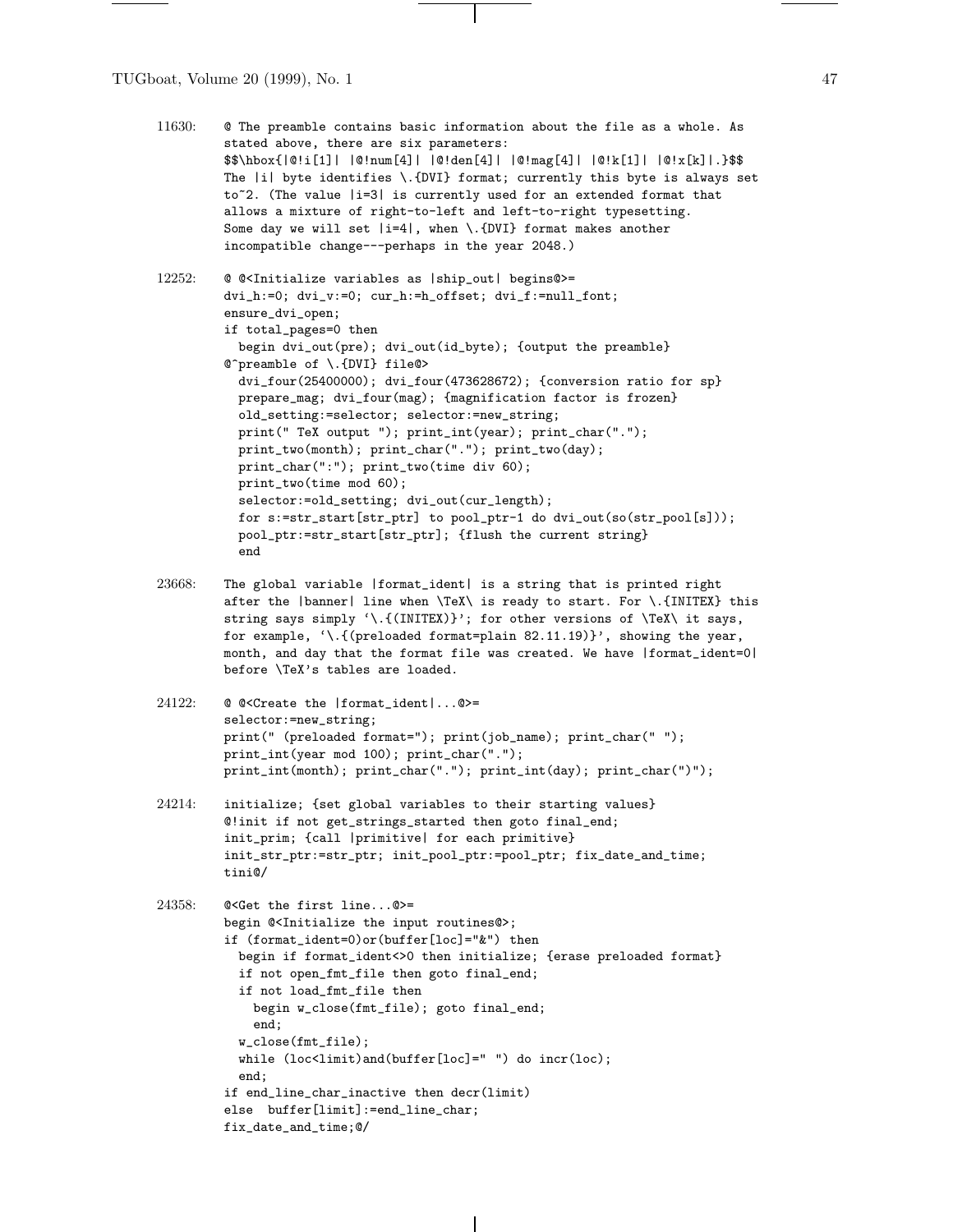11630:

```
@ The preamble contains basic information about the file as a whole. As
stated above, there are six parameters:
$$\hbox{|@!i[1]| |@!num[4]| |@!den[4]| |@!mag[4]| |@!k[1]| |@!x[k]|.}$$
The |i| byte identifies \.{DVI} format; currently this byte is always set
to~2. (The value |i=3| is currently used for an extended format that
allows a mixture of right-to-left and left-to-right typesetting.
Some day we will set |i=4|, when \.{DVI} format makes another
incompatible change---perhaps in the year 2048.)
```

12252:

```
@ @<Initialize variables as |ship_out| begins@>=
dvi_h:=0; dvi_v:=0; cur_h:=h_offset; dvi_f:=null_font;
ensure_dvi_open;
if total_pages=0 then
  begin dvi_out(pre); dvi_out(id_byte); {output the preamble}
@^preamble of \.{DVI} file@>
  dvi_four(25400000); dvi_four(473628672); {conversion ratio for sp}
  prepare_mag; dvi_four(mag); {magnification factor is frozen}
  old_setting:=selector; selector:=new_string;
  print(" TeX output "); print_int(year); print_char(".");
  print_two(month); print_char("."); print_two(day);
  print_char(":"); print_two(time div 60);
  print_two(time mod 60);
  selector:=old_setting; dvi_out(cur_length);
  for s:=str_start[str_ptr] to pool_ptr-1 do dvi_out(so(str_pool[s]));
  pool_ptr:=str_start[str_ptr]; {flush the current string}
  end
```

23668:

```
The global variable |format_ident| is a string that is printed right
after the |banner| line when \TeX\ is ready to start. For \.{INITEX} this
string says simply `\.{(INITEX)}'; for other versions of \TeX\ it says,
for example, `\.{(preloaded format=plain 82.11.19)}', showing the year,
month, and day that the format file was created. We have |format_ident=0|
before \TeX's tables are loaded.
```

24122:

```
@ @<Create the |format_ident|...@>=
selector:=new_string;
print(" (preloaded format="); print(job_name); print_char(" ");
print_int(year mod 100); print_char(".");
print_int(month); print_char("."); print_int(day); print_char(")");
```

24214:

```
initialize; {set global variables to their starting values}
@!init if not get_strings_started then goto final_end;
init_prim; {call |primitive| for each primitive}
init_str_ptr:=str_ptr; init_pool_ptr:=pool_ptr; fix_date_and_time;
tini@/
```

24358:

```
@<Get the first line...@>=
begin @<Initialize the input routines@>;
if (format_ident=0)or(buffer[loc]="&") then
  begin if format_ident<>0 then initialize; {erase preloaded format}
  if not open_fmt_file then goto final_end;
  if not load_fmt_file then
    begin w_close(fmt_file); goto final_end;
    end;
  w_close(fmt_file);
  while (loc<limit)and(buffer[loc]=" ") do incr(loc);
  end;
if end_line_char_inactive then decr(limit)
else  buffer[limit]:=end_line_char;
fix_date_and_time;@/
```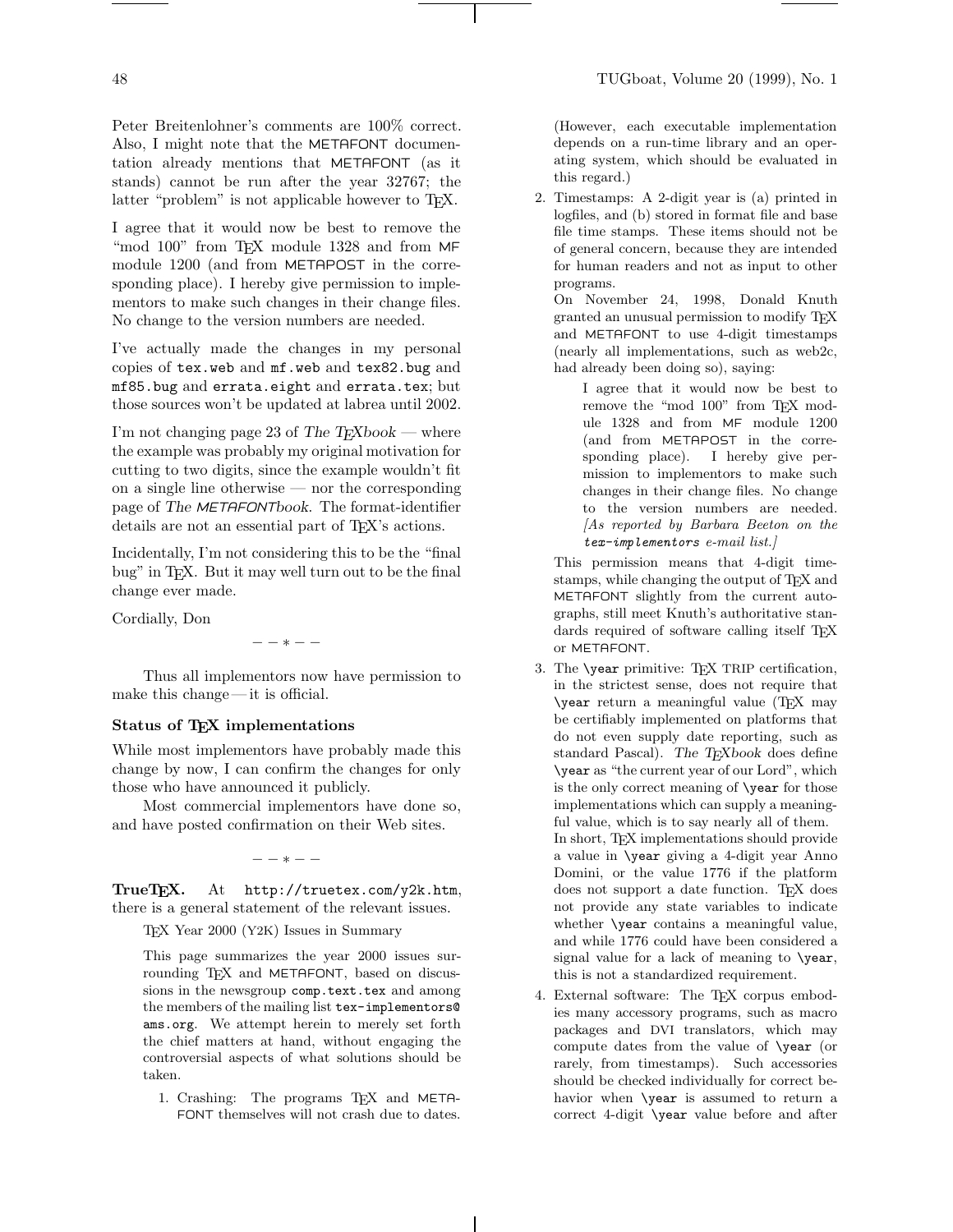Peter Breitenlohner's comments are 100% correct. Also, I might note that the METAFONT documentation already mentions that METAFONT (as it stands) cannot be run after the year 32767; the latter "problem" is not applicable however to TeX.

I agree that it would now be best to remove the "mod 100" from TeX module 1328 and from MF module 1200 (and from METAPOST in the corresponding place). I hereby give permission to implementors to make such changes in their change files. No change to the version numbers are needed.

I've actually made the changes in my personal copies of `tex.web` and `mf.web` and `tex82.bug` and `mf85.bug` and `errata.eight` and `errata.tex`; but those sources won't be updated at labrea until 2002.

I'm not changing page 23 of *The TeXbook* — where the example was probably my original motivation for cutting to two digits, since the example wouldn't fit on a single line otherwise — nor the corresponding page of *The METAFONTbook*. The format-identifier details are not an essential part of TeX's actions.

Incidentally, I'm not considering this to be the "final bug" in TeX. But it may well turn out to be the final change ever made.

Cordially, Don

— — * — —

Thus all implementors now have permission to make this change — it is official.

### Status of TeX implementations

While most implementors have probably made this change by now, I can confirm the changes for only those who have announced it publicly.

Most commercial implementors have done so, and have posted confirmation on their Web sites.

— — * — —

**TrueTeX.** At `http://truetex.com/y2k.htm`, there is a general statement of the relevant issues.

> TeX Year 2000 (Y2K) Issues in Summary
>
> This page summarizes the year 2000 issues surrounding TeX and METAFONT, based on discussions in the newsgroup `comp.text.tex` and among the members of the mailing list `tex-implementors@ams.org`. We attempt herein to merely set forth the chief matters at hand, without engaging the controversial aspects of what solutions should be taken.
>
> 1. Crashing: The programs TeX and METAFONT themselves will not crash due to dates. (However, each executable implementation depends on a run-time library and an operating system, which should be evaluated in this regard.)
> 2. Timestamps: A 2-digit year is (a) printed in logfiles, and (b) stored in format file and base file time stamps. These items should not be of general concern, because they are intended for human readers and not as input to other programs.
>
>    On November 24, 1998, Donald Knuth granted an unusual permission to modify TeX and METAFONT to use 4-digit timestamps (nearly all implementations, such as web2c, had already been doing so), saying:
>
>    > I agree that it would now be best to remove the "mod 100" from TeX module 1328 and from MF module 1200 (and from METAPOST in the corresponding place). I hereby give permission to implementors to make such changes in their change files. No change to the version numbers are needed. *[As reported by Barbara Beeton on the `tex-implementors` e-mail list.]*
>
>    This permission means that 4-digit timestamps, while changing the output of TeX and METAFONT slightly from the current autographs, still meet Knuth's authoritative standards required of software calling itself TeX or METAFONT.
> 3. The `\year` primitive: TeX TRIP certification, in the strictest sense, does not require that `\year` return a meaningful value (TeX may be certifiably implemented on platforms that do not even supply date reporting, such as standard Pascal). *The TeXbook* does define `\year` as "the current year of our Lord", which is the only correct meaning of `\year` for those implementations which can supply a meaningful value, which is to say nearly all of them.
>
>    In short, TeX implementations should provide a value in `\year` giving a 4-digit year Anno Domini, or the value 1776 if the platform does not support a date function. TeX does not provide any state variables to indicate whether `\year` contains a meaningful value, and while 1776 could have been considered a signal value for a lack of meaning to `\year`, this is not a standardized requirement.
> 4. External software: The TeX corpus embodies many accessory programs, such as macro packages and DVI translators, which may compute dates from the value of `\year` (or rarely, from timestamps). Such accessories should be checked individually for correct behavior when `\year` is assumed to return a correct 4-digit `\year` value before and after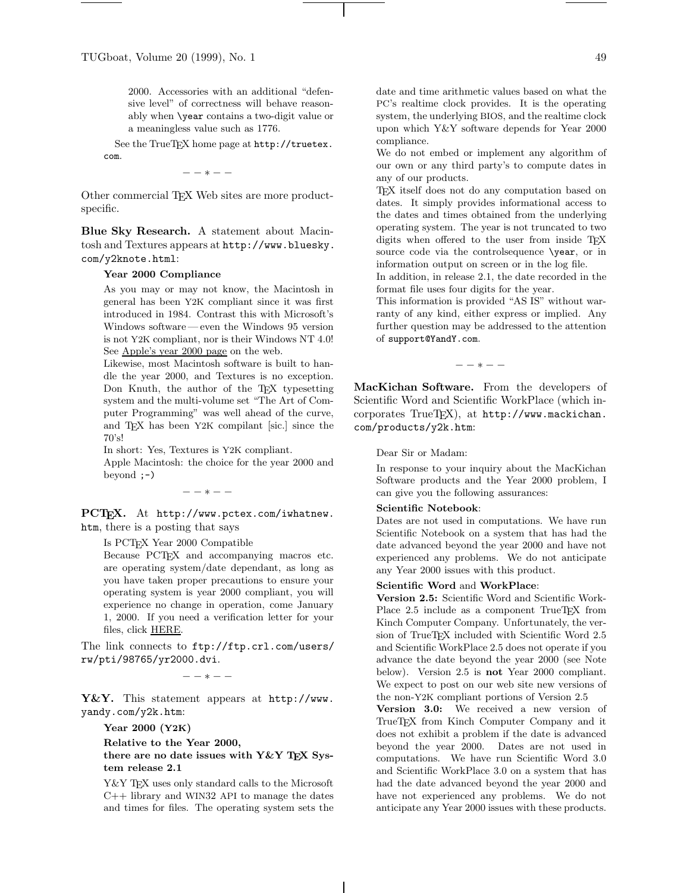> 2000. Accessories with an additional "defensive level" of correctness will behave reasonably when `\year` contains a two-digit value or a meaningless value such as 1776.

See the TrueTeX home page at `http://truetex.com`.

— — ∗ — —

Other commercial TeX Web sites are more product-specific.

**Blue Sky Research.** A statement about Macintosh and Textures appears at `http://www.bluesky.com/y2knote.html`:

> **Year 2000 Compliance**
>
> As you may or may not know, the Macintosh in general has been Y2K compliant since it was first introduced in 1984. Contrast this with Microsoft's Windows software — even the Windows 95 version is not Y2K compliant, nor is their Windows NT 4.0! See Apple's year 2000 page on the web.
>
> Likewise, most Macintosh software is built to handle the year 2000, and Textures is no exception. Don Knuth, the author of the TeX typesetting system and the multi-volume set "The Art of Computer Programming" was well ahead of the curve, and TeX has been Y2K compilant [sic.] since the 70's!
>
> In short: Yes, Textures is Y2K compliant.
>
> Apple Macintosh: the choice for the year 2000 and beyond ;-)

— — ∗ — —

**PCTeX.** At `http://www.pctex.com/iwhatnew.htm`, there is a posting that says

> Is PCTeX Year 2000 Compatible
>
> Because PCTeX and accompanying macros etc. are operating system/date dependant, as long as you have taken proper precautions to ensure your operating system is year 2000 compliant, you will experience no change in operation, come January 1, 2000. If you need a verification letter for your files, click HERE.

The link connects to `ftp://ftp.crl.com/users/rw/pti/98765/yr2000.dvi`.

— — ∗ — —

**Y&Y.** This statement appears at `http://www.yandy.com/y2k.htm`:

> **Year 2000 (Y2K)**
>
> **Relative to the Year 2000, there are no date issues with Y&Y TeX System release 2.1**
>
> Y&Y TeX uses only standard calls to the Microsoft C++ library and WIN32 API to manage the dates and times for files. The operating system sets the date and time arithmetic values based on what the PC's realtime clock provides. It is the operating system, the underlying BIOS, and the realtime clock upon which Y&Y software depends for Year 2000 compliance.
>
> We do not embed or implement any algorithm of our own or any third party's to compute dates in any of our products.
>
> TeX itself does not do any computation based on dates. It simply provides informational access to the dates and times obtained from the underlying operating system. The year is not truncated to two digits when offered to the user from inside TeX source code via the controlsequence `\year`, or in information output on screen or in the log file.
>
> In addition, in release 2.1, the date recorded in the format file uses four digits for the year.
>
> This information is provided "AS IS" without warranty of any kind, either express or implied. Any further question may be addressed to the attention of `support@YandY.com`.

— — ∗ — —

**MacKichan Software.** From the developers of Scientific Word and Scientific WorkPlace (which incorporates TrueTeX), at `http://www.mackichan.com/products/y2k.htm`:

> Dear Sir or Madam:
>
> In response to your inquiry about the MacKichan Software products and the Year 2000 problem, I can give you the following assurances:
>
> **Scientific Notebook**:
>
> Dates are not used in computations. We have run Scientific Notebook on a system that has had the date advanced beyond the year 2000 and have not experienced any problems. We do not anticipate any Year 2000 issues with this product.
>
> **Scientific Word** and **WorkPlace**:
>
> **Version 2.5:** Scientific Word and Scientific WorkPlace 2.5 include as a component TrueTeX from Kinch Computer Company. Unfortunately, the version of TrueTeX included with Scientific Word 2.5 and Scientific WorkPlace 2.5 does not operate if you advance the date beyond the year 2000 (see Note below). Version 2.5 is **not** Year 2000 compliant. We expect to post on our web site new versions of the non-Y2K compliant portions of Version 2.5
>
> **Version 3.0:** We received a new version of TrueTeX from Kinch Computer Company and it does not exhibit a problem if the date is advanced beyond the year 2000. Dates are not used in computations. We have run Scientific Word 3.0 and Scientific WorkPlace 3.0 on a system that has had the date advanced beyond the year 2000 and have not experienced any problems. We do not anticipate any Year 2000 issues with these products.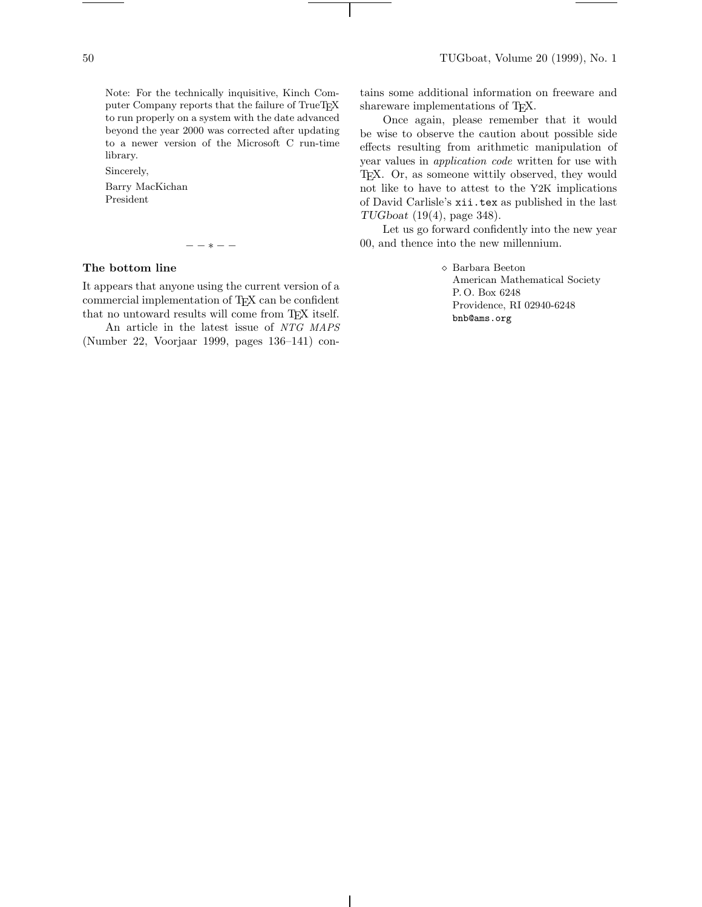Note: For the technically inquisitive, Kinch Computer Company reports that the failure of TrueTEX to run properly on a system with the date advanced beyond the year 2000 was corrected after updating to a newer version of the Microsoft C run-time library.

Sincerely,

Barry MacKichan
President

– – ∗ – –

### The bottom line

It appears that anyone using the current version of a commercial implementation of TEX can be confident that no untoward results will come from TEX itself.

An article in the latest issue of *NTG MAPS* (Number 22, Voorjaar 1999, pages 136–141) contains some additional information on freeware and shareware implementations of TEX.

Once again, please remember that it would be wise to observe the caution about possible side effects resulting from arithmetic manipulation of year values in *application code* written for use with TEX. Or, as someone wittily observed, they would not like to have to attest to the Y2K implications of David Carlisle's `xii.tex` as published in the last *TUGboat* (19(4), page 348).

Let us go forward confidently into the new year 00, and thence into the new millennium.

⋄ Barbara Beeton
American Mathematical Society
P. O. Box 6248
Providence, RI 02940-6248
`bnb@ams.org`